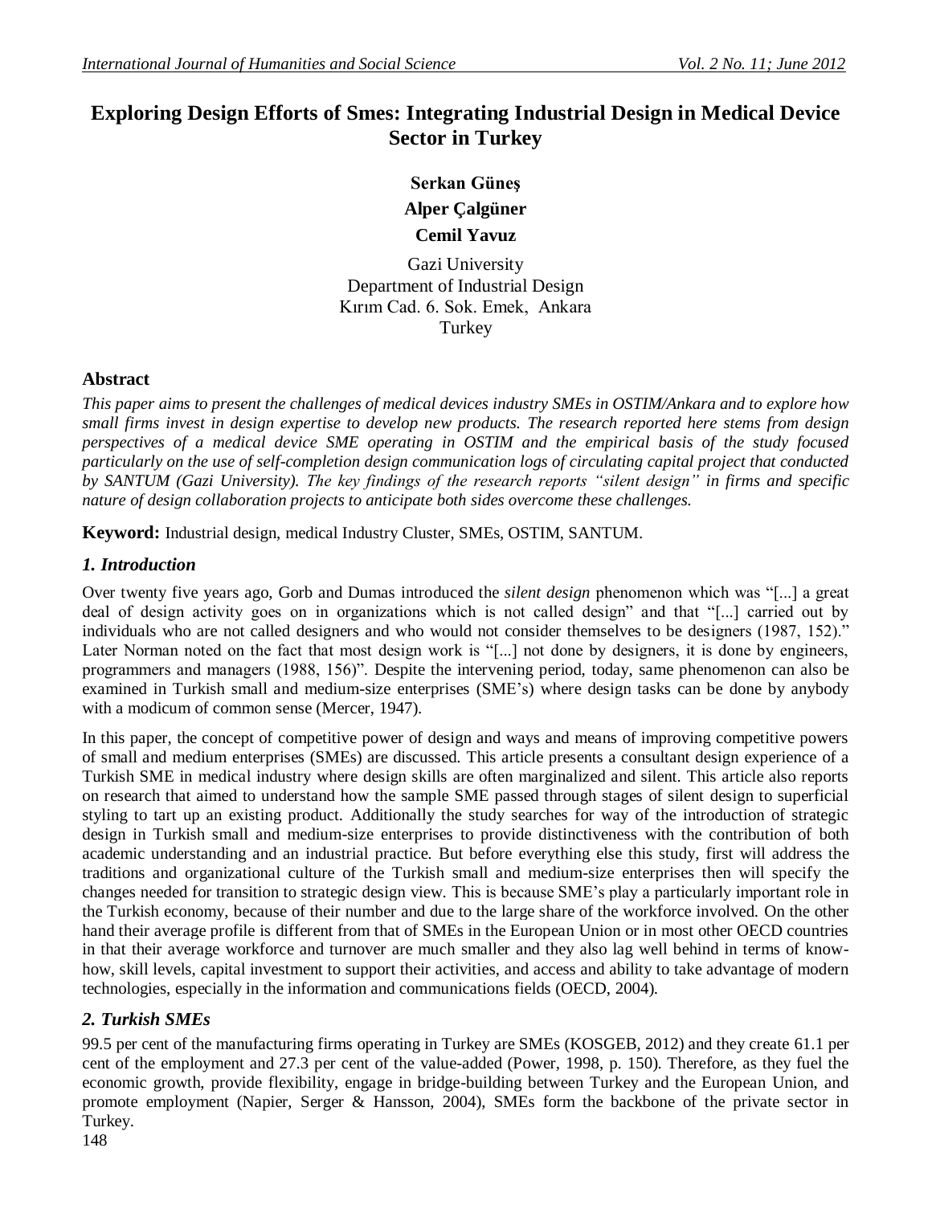# Exploring Design Efforts of Smes: Integrating Industrial Design in Medical Device Sector in Turkey

**Serkan Güneş**

**Alper Çalgüner**

**Cemil Yavuz**

Gazi University
Department of Industrial Design
Kırım Cad. 6. Sok. Emek, Ankara
Turkey

## Abstract

*This paper aims to present the challenges of medical devices industry SMEs in OSTIM/Ankara and to explore how small firms invest in design expertise to develop new products. The research reported here stems from design perspectives of a medical device SME operating in OSTIM and the empirical basis of the study focused particularly on the use of self-completion design communication logs of circulating capital project that conducted by SANTUM (Gazi University). The key findings of the research reports "silent design" in firms and specific nature of design collaboration projects to anticipate both sides overcome these challenges.*

**Keyword:** Industrial design, medical Industry Cluster, SMEs, OSTIM, SANTUM.

## *1. Introduction*

Over twenty five years ago, Gorb and Dumas introduced the *silent design* phenomenon which was "[...] a great deal of design activity goes on in organizations which is not called design" and that "[...] carried out by individuals who are not called designers and who would not consider themselves to be designers (1987, 152)." Later Norman noted on the fact that most design work is "[...] not done by designers, it is done by engineers, programmers and managers (1988, 156)". Despite the intervening period, today, same phenomenon can also be examined in Turkish small and medium-size enterprises (SME's) where design tasks can be done by anybody with a modicum of common sense (Mercer, 1947).

In this paper, the concept of competitive power of design and ways and means of improving competitive powers of small and medium enterprises (SMEs) are discussed. This article presents a consultant design experience of a Turkish SME in medical industry where design skills are often marginalized and silent. This article also reports on research that aimed to understand how the sample SME passed through stages of silent design to superficial styling to tart up an existing product. Additionally the study searches for way of the introduction of strategic design in Turkish small and medium-size enterprises to provide distinctiveness with the contribution of both academic understanding and an industrial practice. But before everything else this study, first will address the traditions and organizational culture of the Turkish small and medium-size enterprises then will specify the changes needed for transition to strategic design view. This is because SME's play a particularly important role in the Turkish economy, because of their number and due to the large share of the workforce involved. On the other hand their average profile is different from that of SMEs in the European Union or in most other OECD countries in that their average workforce and turnover are much smaller and they also lag well behind in terms of know-how, skill levels, capital investment to support their activities, and access and ability to take advantage of modern technologies, especially in the information and communications fields (OECD, 2004).

## *2. Turkish SMEs*

99.5 per cent of the manufacturing firms operating in Turkey are SMEs (KOSGEB, 2012) and they create 61.1 per cent of the employment and 27.3 per cent of the value-added (Power, 1998, p. 150). Therefore, as they fuel the economic growth, provide flexibility, engage in bridge-building between Turkey and the European Union, and promote employment (Napier, Serger & Hansson, 2004), SMEs form the backbone of the private sector in Turkey.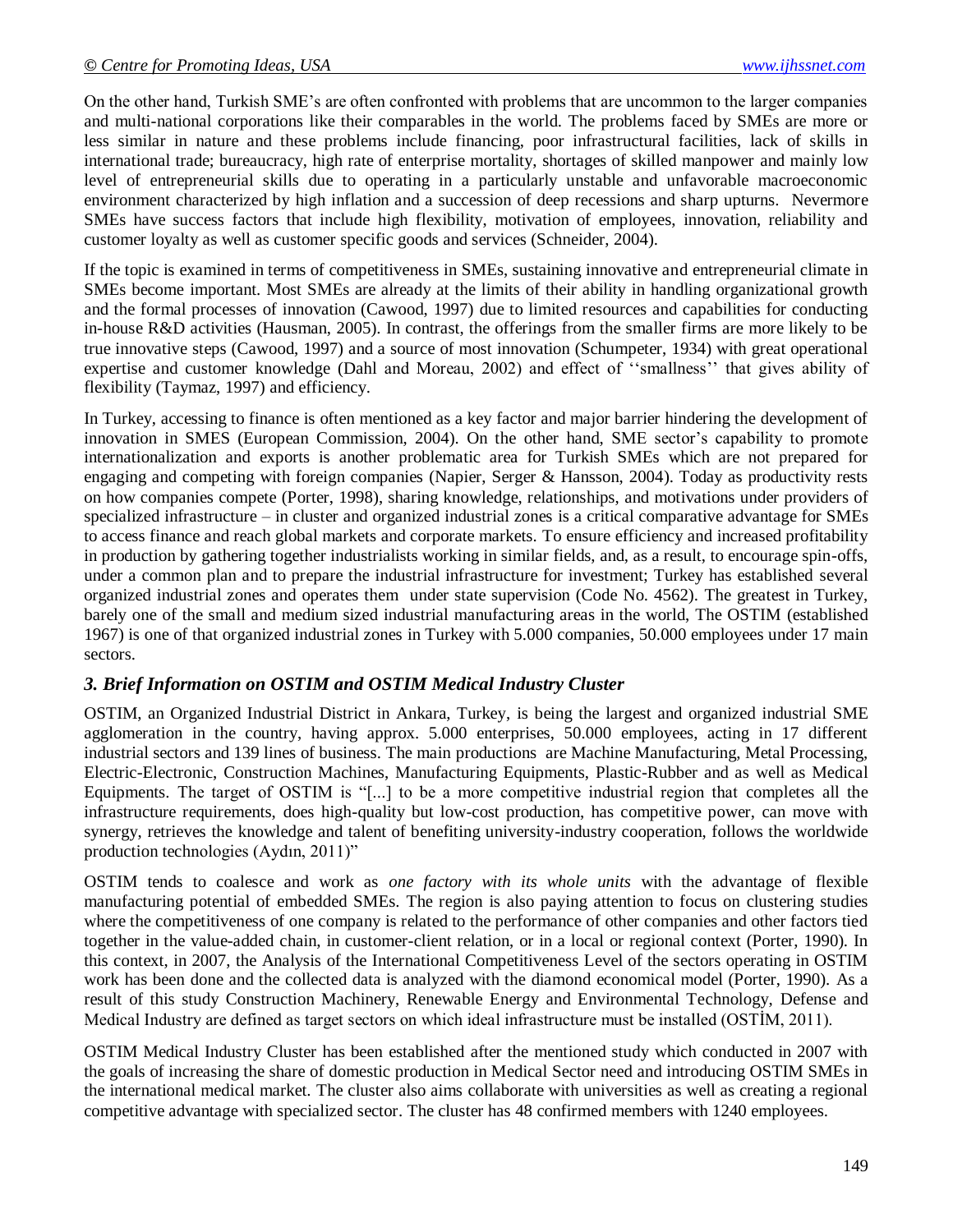On the other hand, Turkish SME's are often confronted with problems that are uncommon to the larger companies and multi-national corporations like their comparables in the world. The problems faced by SMEs are more or less similar in nature and these problems include financing, poor infrastructural facilities, lack of skills in international trade; bureaucracy, high rate of enterprise mortality, shortages of skilled manpower and mainly low level of entrepreneurial skills due to operating in a particularly unstable and unfavorable macroeconomic environment characterized by high inflation and a succession of deep recessions and sharp upturns. Nevermore SMEs have success factors that include high flexibility, motivation of employees, innovation, reliability and customer loyalty as well as customer specific goods and services (Schneider, 2004).

If the topic is examined in terms of competitiveness in SMEs, sustaining innovative and entrepreneurial climate in SMEs become important. Most SMEs are already at the limits of their ability in handling organizational growth and the formal processes of innovation (Cawood, 1997) due to limited resources and capabilities for conducting in-house R&D activities (Hausman, 2005). In contrast, the offerings from the smaller firms are more likely to be true innovative steps (Cawood, 1997) and a source of most innovation (Schumpeter, 1934) with great operational expertise and customer knowledge (Dahl and Moreau, 2002) and effect of ''smallness'' that gives ability of flexibility (Taymaz, 1997) and efficiency.

In Turkey, accessing to finance is often mentioned as a key factor and major barrier hindering the development of innovation in SMES (European Commission, 2004). On the other hand, SME sector's capability to promote internationalization and exports is another problematic area for Turkish SMEs which are not prepared for engaging and competing with foreign companies (Napier, Serger & Hansson, 2004). Today as productivity rests on how companies compete (Porter, 1998), sharing knowledge, relationships, and motivations under providers of specialized infrastructure – in cluster and organized industrial zones is a critical comparative advantage for SMEs to access finance and reach global markets and corporate markets. To ensure efficiency and increased profitability in production by gathering together industrialists working in similar fields, and, as a result, to encourage spin-offs, under a common plan and to prepare the industrial infrastructure for investment; Turkey has established several organized industrial zones and operates them under state supervision (Code No. 4562). The greatest in Turkey, barely one of the small and medium sized industrial manufacturing areas in the world, The OSTIM (established 1967) is one of that organized industrial zones in Turkey with 5.000 companies, 50.000 employees under 17 main sectors.

### *3. Brief Information on OSTIM and OSTIM Medical Industry Cluster*

OSTIM, an Organized Industrial District in Ankara, Turkey, is being the largest and organized industrial SME agglomeration in the country, having approx. 5.000 enterprises, 50.000 employees, acting in 17 different industrial sectors and 139 lines of business. The main productions are Machine Manufacturing, Metal Processing, Electric-Electronic, Construction Machines, Manufacturing Equipments, Plastic-Rubber and as well as Medical Equipments. The target of OSTIM is "[...] to be a more competitive industrial region that completes all the infrastructure requirements, does high-quality but low-cost production, has competitive power, can move with synergy, retrieves the knowledge and talent of benefiting university-industry cooperation, follows the worldwide production technologies (Aydın, 2011)"

OSTIM tends to coalesce and work as *one factory with its whole units* with the advantage of flexible manufacturing potential of embedded SMEs. The region is also paying attention to focus on clustering studies where the competitiveness of one company is related to the performance of other companies and other factors tied together in the value-added chain, in customer-client relation, or in a local or regional context (Porter, 1990). In this context, in 2007, the Analysis of the International Competitiveness Level of the sectors operating in OSTIM work has been done and the collected data is analyzed with the diamond economical model (Porter, 1990). As a result of this study Construction Machinery, Renewable Energy and Environmental Technology, Defense and Medical Industry are defined as target sectors on which ideal infrastructure must be installed (OSTİM, 2011).

OSTIM Medical Industry Cluster has been established after the mentioned study which conducted in 2007 with the goals of increasing the share of domestic production in Medical Sector need and introducing OSTIM SMEs in the international medical market. The cluster also aims collaborate with universities as well as creating a regional competitive advantage with specialized sector. The cluster has 48 confirmed members with 1240 employees.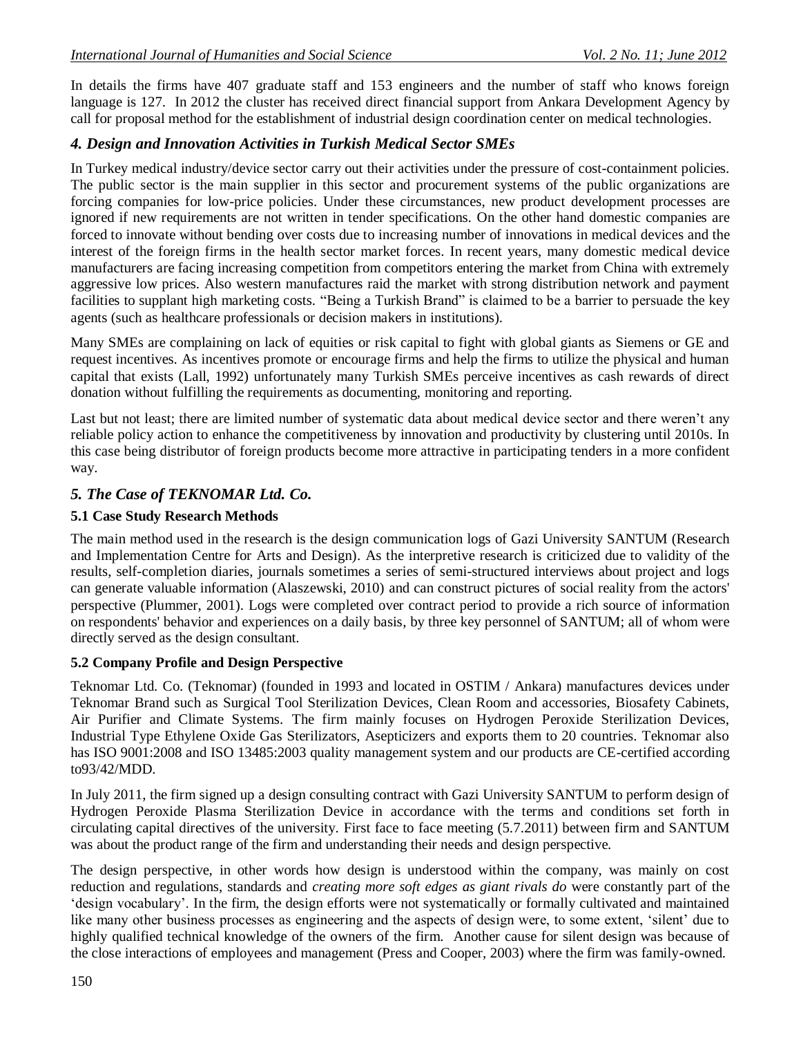In details the firms have 407 graduate staff and 153 engineers and the number of staff who knows foreign language is 127. In 2012 the cluster has received direct financial support from Ankara Development Agency by call for proposal method for the establishment of industrial design coordination center on medical technologies.

## *4. Design and Innovation Activities in Turkish Medical Sector SMEs*

In Turkey medical industry/device sector carry out their activities under the pressure of cost-containment policies. The public sector is the main supplier in this sector and procurement systems of the public organizations are forcing companies for low-price policies. Under these circumstances, new product development processes are ignored if new requirements are not written in tender specifications. On the other hand domestic companies are forced to innovate without bending over costs due to increasing number of innovations in medical devices and the interest of the foreign firms in the health sector market forces. In recent years, many domestic medical device manufacturers are facing increasing competition from competitors entering the market from China with extremely aggressive low prices. Also western manufactures raid the market with strong distribution network and payment facilities to supplant high marketing costs. "Being a Turkish Brand" is claimed to be a barrier to persuade the key agents (such as healthcare professionals or decision makers in institutions).

Many SMEs are complaining on lack of equities or risk capital to fight with global giants as Siemens or GE and request incentives. As incentives promote or encourage firms and help the firms to utilize the physical and human capital that exists (Lall, 1992) unfortunately many Turkish SMEs perceive incentives as cash rewards of direct donation without fulfilling the requirements as documenting, monitoring and reporting.

Last but not least; there are limited number of systematic data about medical device sector and there weren't any reliable policy action to enhance the competitiveness by innovation and productivity by clustering until 2010s. In this case being distributor of foreign products become more attractive in participating tenders in a more confident way.

## *5. The Case of TEKNOMAR Ltd. Co.*

### 5.1 Case Study Research Methods

The main method used in the research is the design communication logs of Gazi University SANTUM (Research and Implementation Centre for Arts and Design). As the interpretive research is criticized due to validity of the results, self-completion diaries, journals sometimes a series of semi-structured interviews about project and logs can generate valuable information (Alaszewski, 2010) and can construct pictures of social reality from the actors' perspective (Plummer, 2001). Logs were completed over contract period to provide a rich source of information on respondents' behavior and experiences on a daily basis, by three key personnel of SANTUM; all of whom were directly served as the design consultant.

### 5.2 Company Profile and Design Perspective

Teknomar Ltd. Co. (Teknomar) (founded in 1993 and located in OSTIM / Ankara) manufactures devices under Teknomar Brand such as Surgical Tool Sterilization Devices, Clean Room and accessories, Biosafety Cabinets, Air Purifier and Climate Systems. The firm mainly focuses on Hydrogen Peroxide Sterilization Devices, Industrial Type Ethylene Oxide Gas Sterilizators, Asepticizers and exports them to 20 countries. Teknomar also has ISO 9001:2008 and ISO 13485:2003 quality management system and our products are CE-certified according to93/42/MDD.

In July 2011, the firm signed up a design consulting contract with Gazi University SANTUM to perform design of Hydrogen Peroxide Plasma Sterilization Device in accordance with the terms and conditions set forth in circulating capital directives of the university. First face to face meeting (5.7.2011) between firm and SANTUM was about the product range of the firm and understanding their needs and design perspective.

The design perspective, in other words how design is understood within the company, was mainly on cost reduction and regulations, standards and *creating more soft edges as giant rivals do* were constantly part of the 'design vocabulary'. In the firm, the design efforts were not systematically or formally cultivated and maintained like many other business processes as engineering and the aspects of design were, to some extent, 'silent' due to highly qualified technical knowledge of the owners of the firm. Another cause for silent design was because of the close interactions of employees and management (Press and Cooper, 2003) where the firm was family-owned.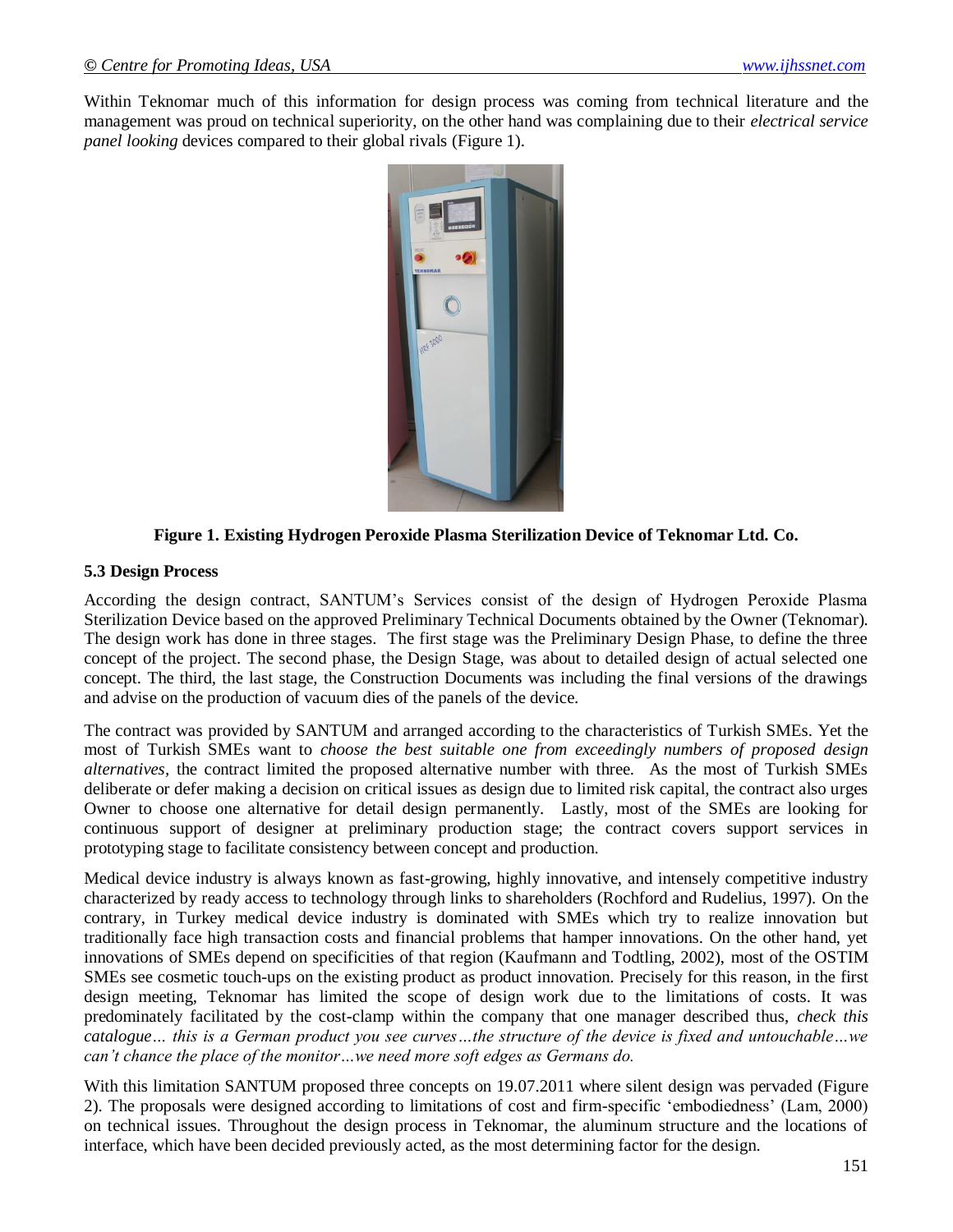Within Teknomar much of this information for design process was coming from technical literature and the management was proud on technical superiority, on the other hand was complaining due to their *electrical service panel looking* devices compared to their global rivals (Figure 1).

**Figure 1. Existing Hydrogen Peroxide Plasma Sterilization Device of Teknomar Ltd. Co.**

### 5.3 Design Process

According the design contract, SANTUM's Services consist of the design of Hydrogen Peroxide Plasma Sterilization Device based on the approved Preliminary Technical Documents obtained by the Owner (Teknomar). The design work has done in three stages. The first stage was the Preliminary Design Phase, to define the three concept of the project. The second phase, the Design Stage, was about to detailed design of actual selected one concept. The third, the last stage, the Construction Documents was including the final versions of the drawings and advise on the production of vacuum dies of the panels of the device.

The contract was provided by SANTUM and arranged according to the characteristics of Turkish SMEs. Yet the most of Turkish SMEs want to *choose the best suitable one from exceedingly numbers of proposed design alternatives,* the contract limited the proposed alternative number with three. As the most of Turkish SMEs deliberate or defer making a decision on critical issues as design due to limited risk capital, the contract also urges Owner to choose one alternative for detail design permanently. Lastly, most of the SMEs are looking for continuous support of designer at preliminary production stage; the contract covers support services in prototyping stage to facilitate consistency between concept and production.

Medical device industry is always known as fast-growing, highly innovative, and intensely competitive industry characterized by ready access to technology through links to shareholders (Rochford and Rudelius, 1997). On the contrary, in Turkey medical device industry is dominated with SMEs which try to realize innovation but traditionally face high transaction costs and financial problems that hamper innovations. On the other hand, yet innovations of SMEs depend on specificities of that region (Kaufmann and Todtling, 2002), most of the OSTIM SMEs see cosmetic touch-ups on the existing product as product innovation. Precisely for this reason, in the first design meeting, Teknomar has limited the scope of design work due to the limitations of costs. It was predominately facilitated by the cost-clamp within the company that one manager described thus, *check this catalogue… this is a German product you see curves…the structure of the device is fixed and untouchable…we can't chance the place of the monitor…we need more soft edges as Germans do.*

With this limitation SANTUM proposed three concepts on 19.07.2011 where silent design was pervaded (Figure 2). The proposals were designed according to limitations of cost and firm-specific 'embodiedness' (Lam, 2000) on technical issues. Throughout the design process in Teknomar, the aluminum structure and the locations of interface, which have been decided previously acted, as the most determining factor for the design.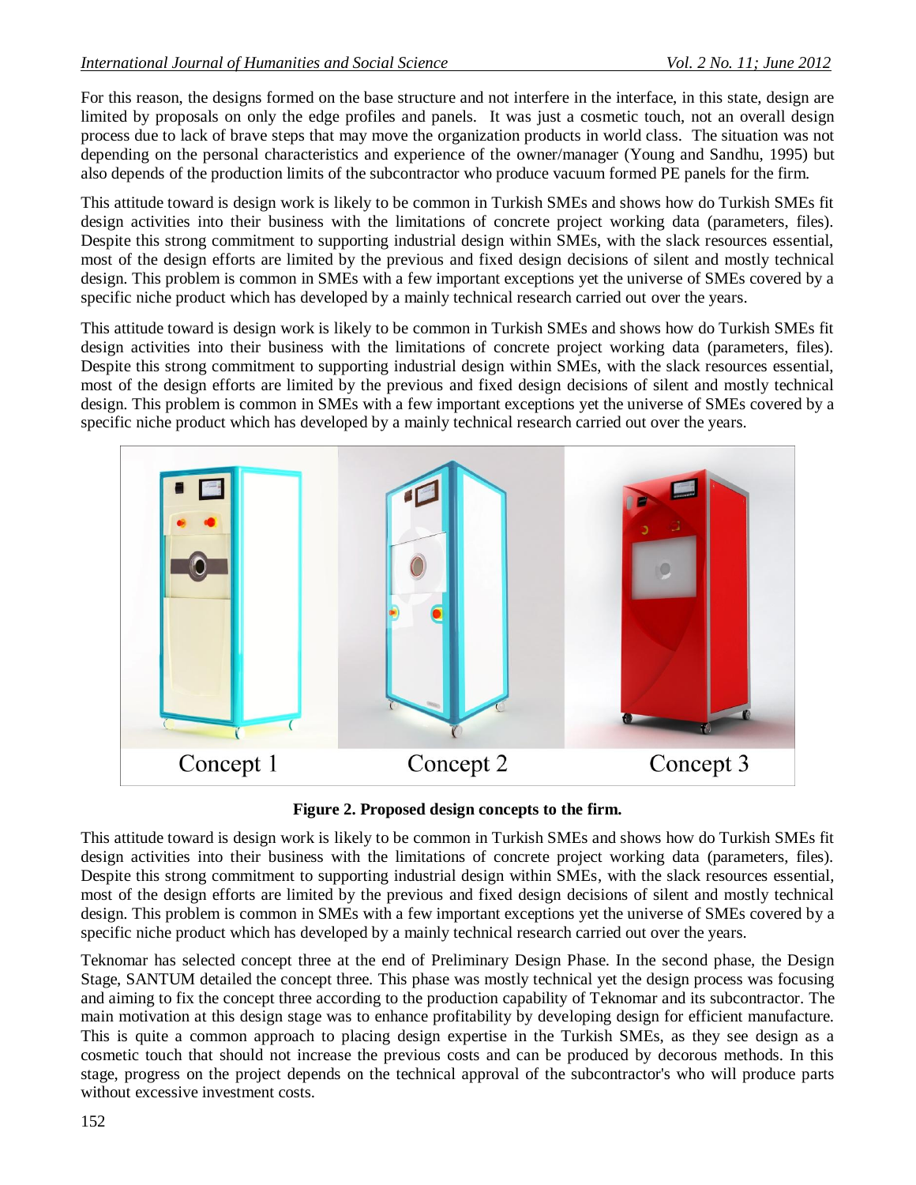For this reason, the designs formed on the base structure and not interfere in the interface, in this state, design are limited by proposals on only the edge profiles and panels. It was just a cosmetic touch, not an overall design process due to lack of brave steps that may move the organization products in world class. The situation was not depending on the personal characteristics and experience of the owner/manager (Young and Sandhu, 1995) but also depends of the production limits of the subcontractor who produce vacuum formed PE panels for the firm.

This attitude toward is design work is likely to be common in Turkish SMEs and shows how do Turkish SMEs fit design activities into their business with the limitations of concrete project working data (parameters, files). Despite this strong commitment to supporting industrial design within SMEs, with the slack resources essential, most of the design efforts are limited by the previous and fixed design decisions of silent and mostly technical design. This problem is common in SMEs with a few important exceptions yet the universe of SMEs covered by a specific niche product which has developed by a mainly technical research carried out over the years.

This attitude toward is design work is likely to be common in Turkish SMEs and shows how do Turkish SMEs fit design activities into their business with the limitations of concrete project working data (parameters, files). Despite this strong commitment to supporting industrial design within SMEs, with the slack resources essential, most of the design efforts are limited by the previous and fixed design decisions of silent and mostly technical design. This problem is common in SMEs with a few important exceptions yet the universe of SMEs covered by a specific niche product which has developed by a mainly technical research carried out over the years.

Concept 1 Concept 2 Concept 3

**Figure 2. Proposed design concepts to the firm.**

This attitude toward is design work is likely to be common in Turkish SMEs and shows how do Turkish SMEs fit design activities into their business with the limitations of concrete project working data (parameters, files). Despite this strong commitment to supporting industrial design within SMEs, with the slack resources essential, most of the design efforts are limited by the previous and fixed design decisions of silent and mostly technical design. This problem is common in SMEs with a few important exceptions yet the universe of SMEs covered by a specific niche product which has developed by a mainly technical research carried out over the years.

Teknomar has selected concept three at the end of Preliminary Design Phase. In the second phase, the Design Stage, SANTUM detailed the concept three. This phase was mostly technical yet the design process was focusing and aiming to fix the concept three according to the production capability of Teknomar and its subcontractor. The main motivation at this design stage was to enhance profitability by developing design for efficient manufacture. This is quite a common approach to placing design expertise in the Turkish SMEs, as they see design as a cosmetic touch that should not increase the previous costs and can be produced by decorous methods. In this stage, progress on the project depends on the technical approval of the subcontractor's who will produce parts without excessive investment costs.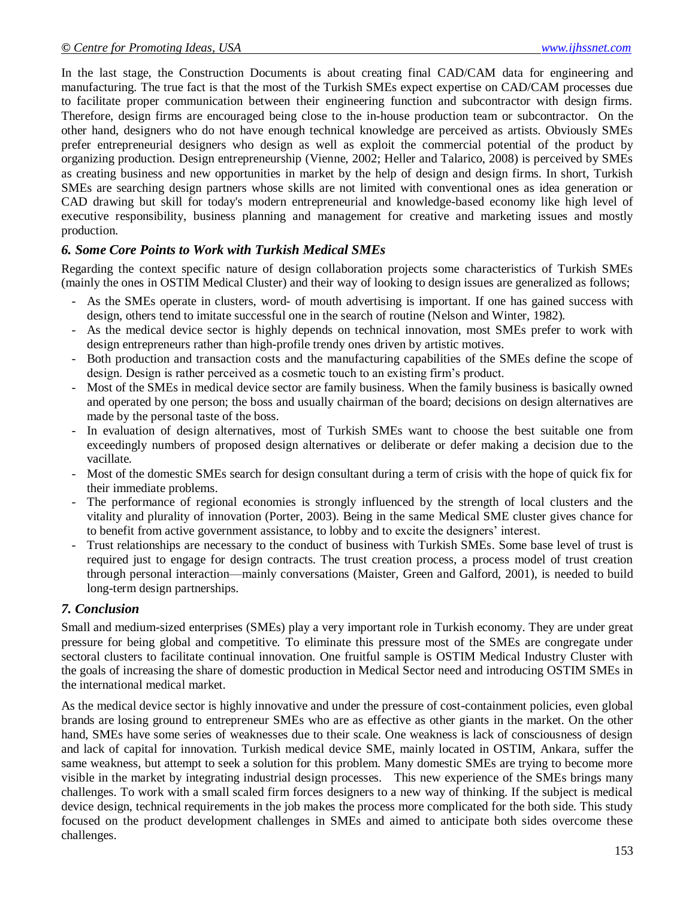In the last stage, the Construction Documents is about creating final CAD/CAM data for engineering and manufacturing. The true fact is that the most of the Turkish SMEs expect expertise on CAD/CAM processes due to facilitate proper communication between their engineering function and subcontractor with design firms. Therefore, design firms are encouraged being close to the in-house production team or subcontractor. On the other hand, designers who do not have enough technical knowledge are perceived as artists. Obviously SMEs prefer entrepreneurial designers who design as well as exploit the commercial potential of the product by organizing production. Design entrepreneurship (Vienne, 2002; Heller and Talarico, 2008) is perceived by SMEs as creating business and new opportunities in market by the help of design and design firms. In short, Turkish SMEs are searching design partners whose skills are not limited with conventional ones as idea generation or CAD drawing but skill for today's modern entrepreneurial and knowledge-based economy like high level of executive responsibility, business planning and management for creative and marketing issues and mostly production.

### *6. Some Core Points to Work with Turkish Medical SMEs*

Regarding the context specific nature of design collaboration projects some characteristics of Turkish SMEs (mainly the ones in OSTIM Medical Cluster) and their way of looking to design issues are generalized as follows;

- As the SMEs operate in clusters, word- of mouth advertising is important. If one has gained success with design, others tend to imitate successful one in the search of routine (Nelson and Winter, 1982).
- As the medical device sector is highly depends on technical innovation, most SMEs prefer to work with design entrepreneurs rather than high-profile trendy ones driven by artistic motives.
- Both production and transaction costs and the manufacturing capabilities of the SMEs define the scope of design. Design is rather perceived as a cosmetic touch to an existing firm's product.
- Most of the SMEs in medical device sector are family business. When the family business is basically owned and operated by one person; the boss and usually chairman of the board; decisions on design alternatives are made by the personal taste of the boss.
- In evaluation of design alternatives, most of Turkish SMEs want to choose the best suitable one from exceedingly numbers of proposed design alternatives or deliberate or defer making a decision due to the vacillate.
- Most of the domestic SMEs search for design consultant during a term of crisis with the hope of quick fix for their immediate problems.
- The performance of regional economies is strongly influenced by the strength of local clusters and the vitality and plurality of innovation (Porter, 2003). Being in the same Medical SME cluster gives chance for to benefit from active government assistance, to lobby and to excite the designers' interest.
- Trust relationships are necessary to the conduct of business with Turkish SMEs. Some base level of trust is required just to engage for design contracts. The trust creation process, a process model of trust creation through personal interaction—mainly conversations (Maister, Green and Galford, 2001), is needed to build long-term design partnerships.

### *7. Conclusion*

Small and medium-sized enterprises (SMEs) play a very important role in Turkish economy. They are under great pressure for being global and competitive. To eliminate this pressure most of the SMEs are congregate under sectoral clusters to facilitate continual innovation. One fruitful sample is OSTIM Medical Industry Cluster with the goals of increasing the share of domestic production in Medical Sector need and introducing OSTIM SMEs in the international medical market.

As the medical device sector is highly innovative and under the pressure of cost-containment policies, even global brands are losing ground to entrepreneur SMEs who are as effective as other giants in the market. On the other hand, SMEs have some series of weaknesses due to their scale. One weakness is lack of consciousness of design and lack of capital for innovation. Turkish medical device SME, mainly located in OSTIM, Ankara, suffer the same weakness, but attempt to seek a solution for this problem. Many domestic SMEs are trying to become more visible in the market by integrating industrial design processes. This new experience of the SMEs brings many challenges. To work with a small scaled firm forces designers to a new way of thinking. If the subject is medical device design, technical requirements in the job makes the process more complicated for the both side. This study focused on the product development challenges in SMEs and aimed to anticipate both sides overcome these challenges.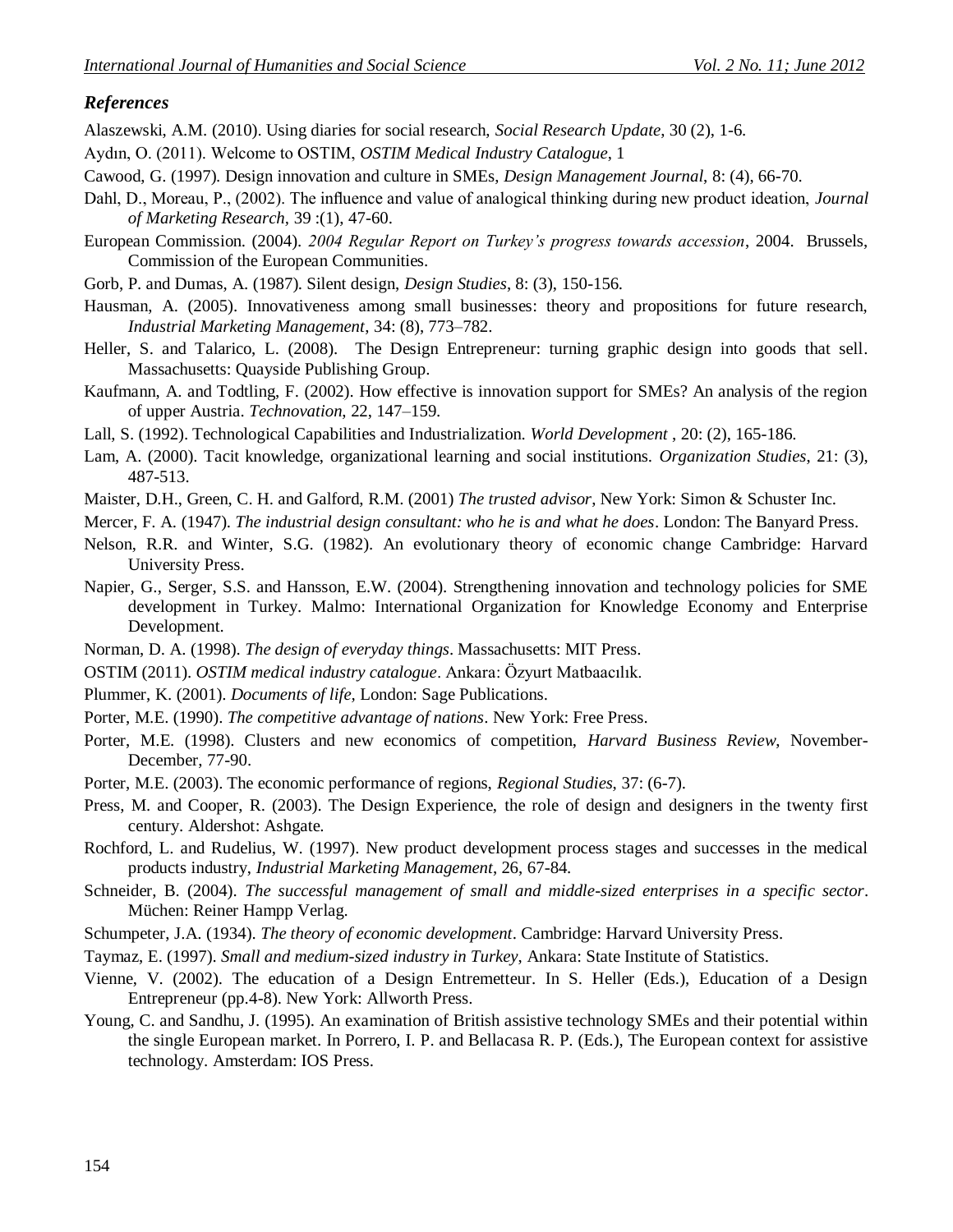### *References*

Alaszewski, A.M. (2010). Using diaries for social research, *Social Research Update*, 30 (2), 1-6.

Aydın, O. (2011). Welcome to OSTIM, *OSTIM Medical Industry Catalogue*, 1

Cawood, G. (1997). Design innovation and culture in SMEs, *Design Management Journal*, 8: (4), 66-70.

Dahl, D., Moreau, P., (2002). The influence and value of analogical thinking during new product ideation, *Journal of Marketing Research*, 39 :(1), 47-60.

European Commission. (2004). *2004 Regular Report on Turkey's progress towards accession*, 2004. Brussels, Commission of the European Communities.

Gorb, P. and Dumas, A. (1987). Silent design, *Design Studies*, 8: (3), 150-156.

Hausman, A. (2005). Innovativeness among small businesses: theory and propositions for future research, *Industrial Marketing Management*, 34: (8), 773–782.

Heller, S. and Talarico, L. (2008). The Design Entrepreneur: turning graphic design into goods that sell. Massachusetts: Quayside Publishing Group.

Kaufmann, A. and Todtling, F. (2002). How effective is innovation support for SMEs? An analysis of the region of upper Austria. *Technovation*, 22, 147–159.

Lall, S. (1992). Technological Capabilities and Industrialization. *World Development* , 20: (2), 165-186.

Lam, A. (2000). Tacit knowledge, organizational learning and social institutions. *Organization Studies*, 21: (3), 487-513.

Maister, D.H., Green, C. H. and Galford, R.M. (2001) *The trusted advisor*, New York: Simon & Schuster Inc.

Mercer, F. A. (1947). *The industrial design consultant: who he is and what he does*. London: The Banyard Press.

Nelson, R.R. and Winter, S.G. (1982). An evolutionary theory of economic change Cambridge: Harvard University Press.

Napier, G., Serger, S.S. and Hansson, E.W. (2004). Strengthening innovation and technology policies for SME development in Turkey. Malmo: International Organization for Knowledge Economy and Enterprise Development.

Norman, D. A. (1998). *The design of everyday things*. Massachusetts: MIT Press.

OSTIM (2011). *OSTIM medical industry catalogue*. Ankara: Özyurt Matbaacılık.

Plummer, K. (2001). *Documents of life*, London: Sage Publications.

Porter, M.E. (1990). *The competitive advantage of nations*. New York: Free Press.

Porter, M.E. (1998). Clusters and new economics of competition, *Harvard Business Review*, November-December, 77-90.

Porter, M.E. (2003). The economic performance of regions, *Regional Studies*, 37: (6-7).

Press, M. and Cooper, R. (2003). The Design Experience, the role of design and designers in the twenty first century. Aldershot: Ashgate.

Rochford, L. and Rudelius, W. (1997). New product development process stages and successes in the medical products industry, *Industrial Marketing Management*, 26, 67-84.

Schneider, B. (2004). *The successful management of small and middle-sized enterprises in a specific sector*. Müchen: Reiner Hampp Verlag.

Schumpeter, J.A. (1934). *The theory of economic development*. Cambridge: Harvard University Press.

Taymaz, E. (1997). *Small and medium-sized industry in Turkey*, Ankara: State Institute of Statistics.

Vienne, V. (2002). The education of a Design Entremetteur. In S. Heller (Eds.), Education of a Design Entrepreneur (pp.4-8). New York: Allworth Press.

Young, C. and Sandhu, J. (1995). An examination of British assistive technology SMEs and their potential within the single European market. In Porrero, I. P. and Bellacasa R. P. (Eds.), The European context for assistive technology. Amsterdam: IOS Press.